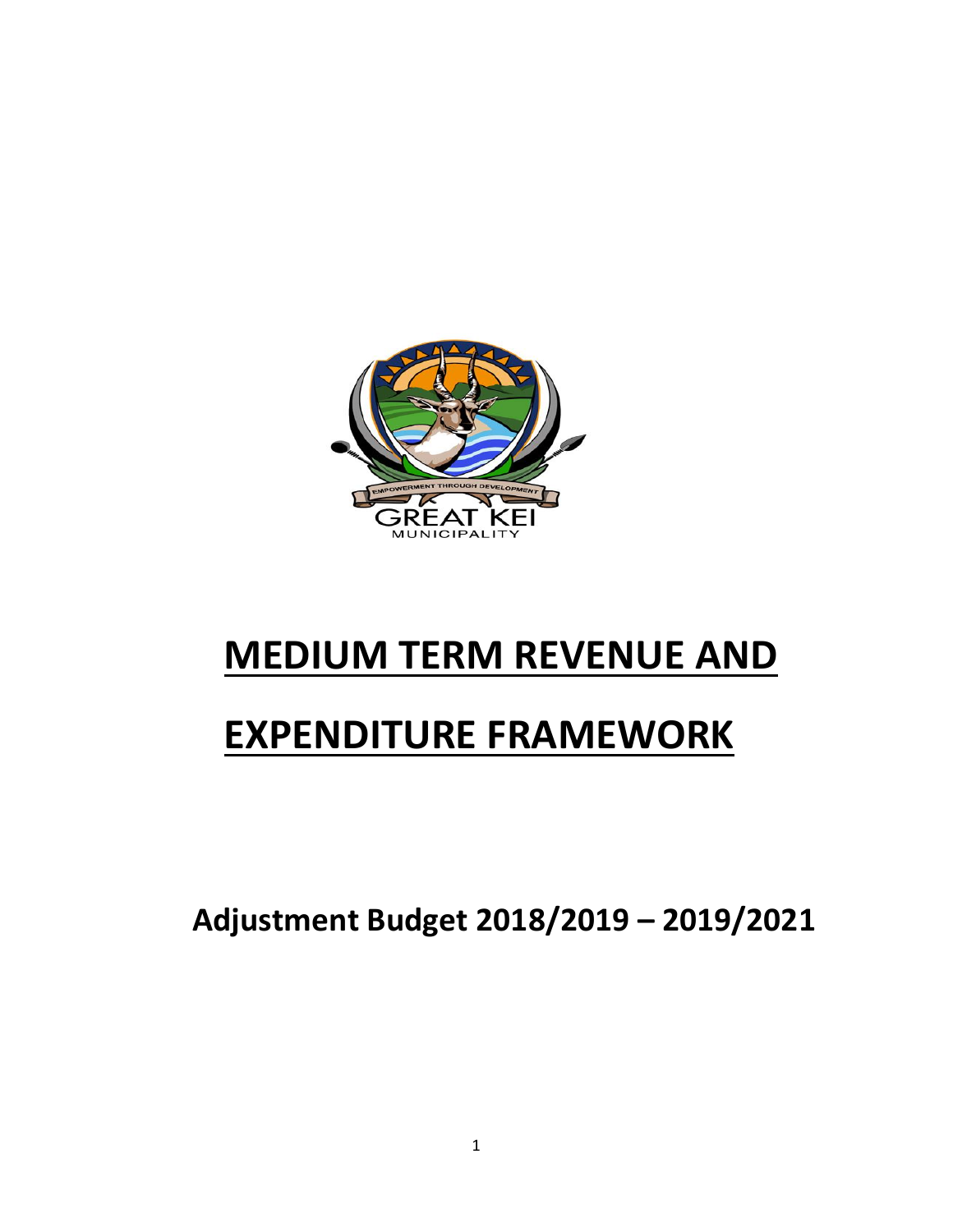# MEDIUM TERM REVENUE AND EXPENDITURE FRAMEWORK

**Adjustment Budget 2018/2019 – 2019/2021**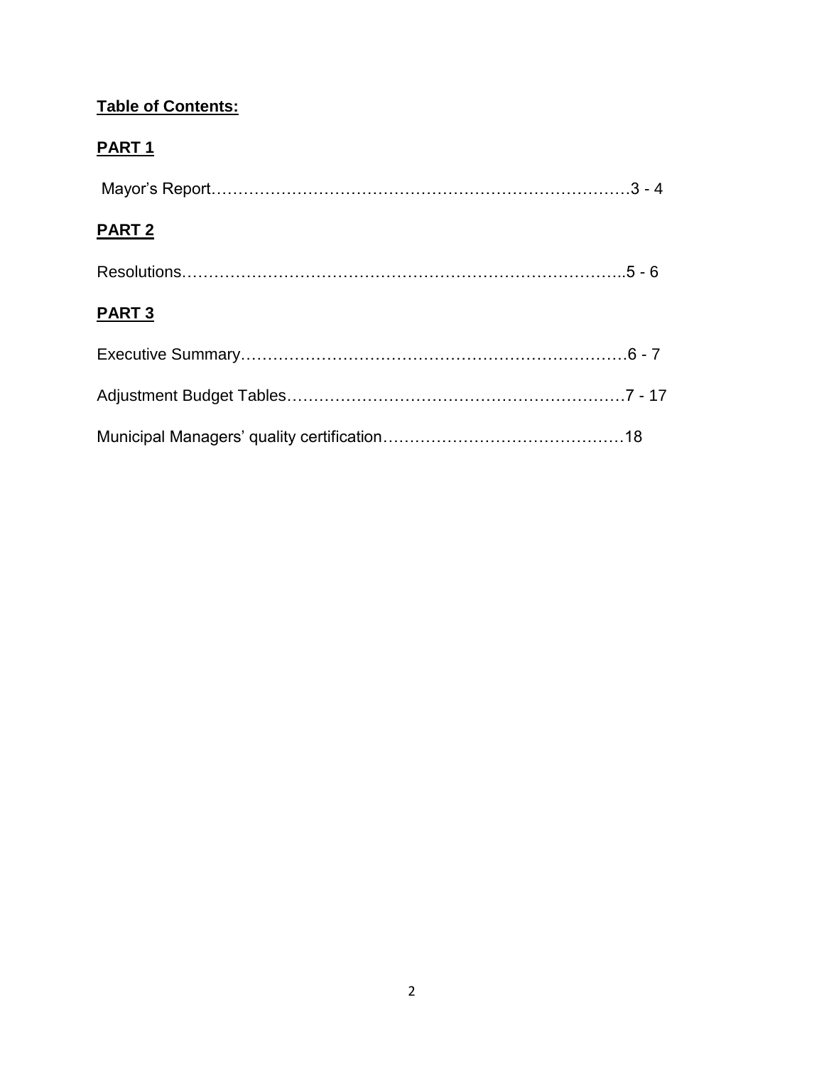**Table of Contents:**

**PART 1**

Mayor's Report……………………………………………………………………3 - 4

**PART 2**

Resolutions………………………………………………………………………..5 - 6

**PART 3**

Executive Summary………………………………………………………………6 - 7

Adjustment Budget Tables………………………………………………………7 - 17

Municipal Managers' quality certification………………………………………18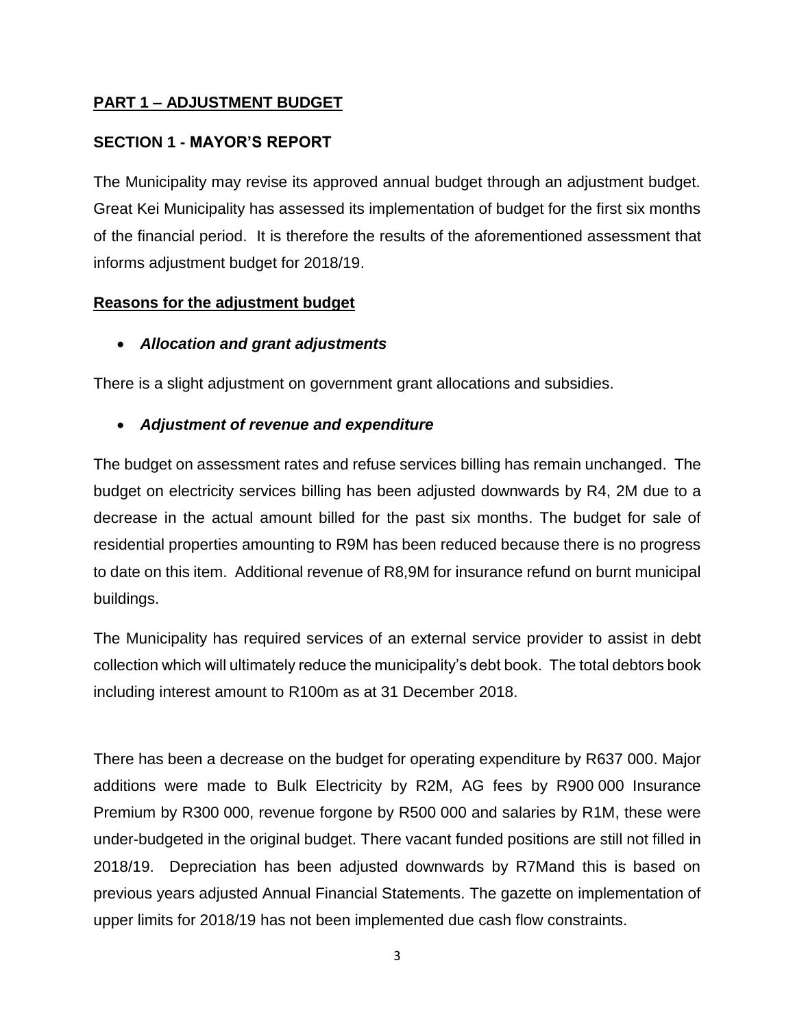## PART 1 – ADJUSTMENT BUDGET

### SECTION 1 - MAYOR'S REPORT

The Municipality may revise its approved annual budget through an adjustment budget. Great Kei Municipality has assessed its implementation of budget for the first six months of the financial period. It is therefore the results of the aforementioned assessment that informs adjustment budget for 2018/19.

**Reasons for the adjustment budget**

- ***Allocation and grant adjustments***

There is a slight adjustment on government grant allocations and subsidies.

- ***Adjustment of revenue and expenditure***

The budget on assessment rates and refuse services billing has remain unchanged. The budget on electricity services billing has been adjusted downwards by R4, 2M due to a decrease in the actual amount billed for the past six months. The budget for sale of residential properties amounting to R9M has been reduced because there is no progress to date on this item. Additional revenue of R8,9M for insurance refund on burnt municipal buildings.

The Municipality has required services of an external service provider to assist in debt collection which will ultimately reduce the municipality's debt book. The total debtors book including interest amount to R100m as at 31 December 2018.

There has been a decrease on the budget for operating expenditure by R637 000. Major additions were made to Bulk Electricity by R2M, AG fees by R900 000 Insurance Premium by R300 000, revenue forgone by R500 000 and salaries by R1M, these were under-budgeted in the original budget. There vacant funded positions are still not filled in 2018/19. Depreciation has been adjusted downwards by R7Mand this is based on previous years adjusted Annual Financial Statements. The gazette on implementation of upper limits for 2018/19 has not been implemented due cash flow constraints.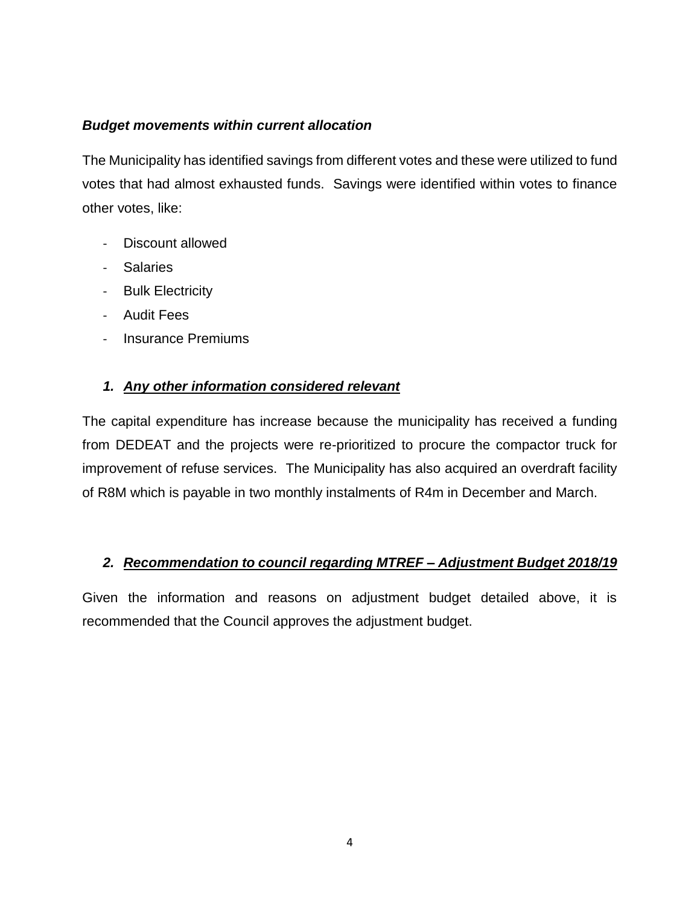***Budget movements within current allocation***

The Municipality has identified savings from different votes and these were utilized to fund votes that had almost exhausted funds. Savings were identified within votes to finance other votes, like:

- Discount allowed
- Salaries
- Bulk Electricity
- Audit Fees
- Insurance Premiums

### *1. Any other information considered relevant*

The capital expenditure has increase because the municipality has received a funding from DEDEAT and the projects were re-prioritized to procure the compactor truck for improvement of refuse services. The Municipality has also acquired an overdraft facility of R8M which is payable in two monthly instalments of R4m in December and March.

### *2. Recommendation to council regarding MTREF – Adjustment Budget 2018/19*

Given the information and reasons on adjustment budget detailed above, it is recommended that the Council approves the adjustment budget.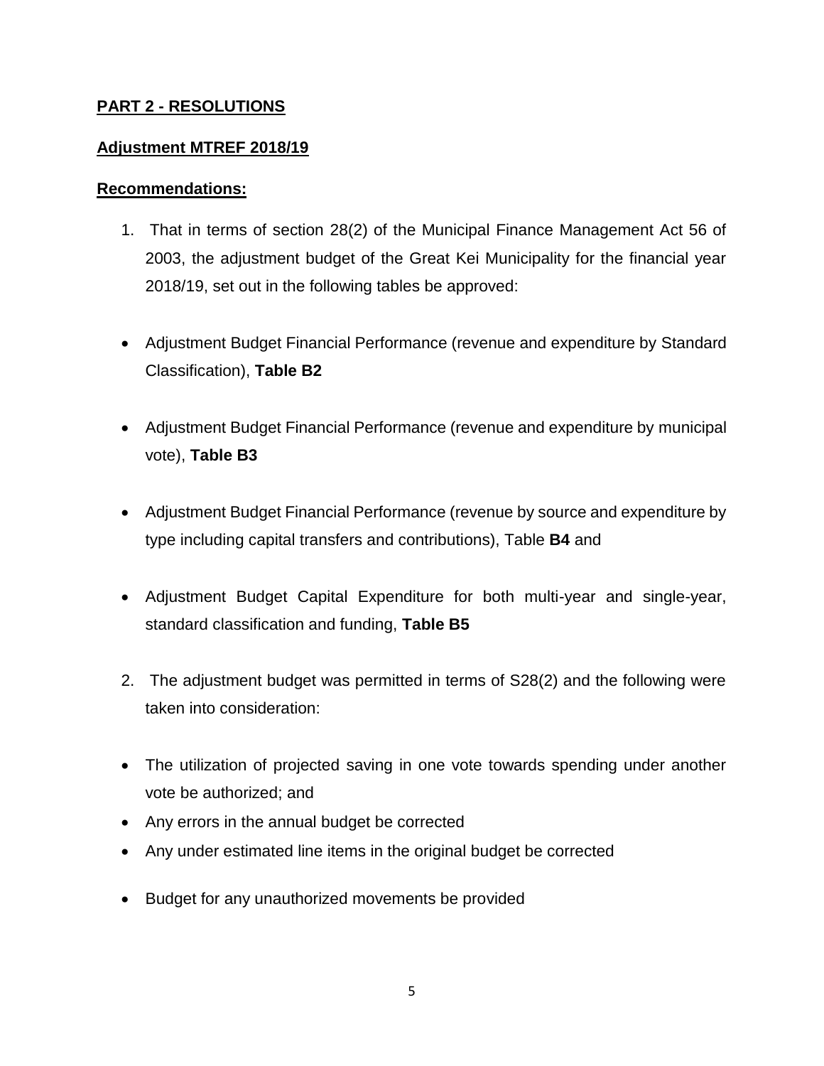**PART 2 - RESOLUTIONS**

**Adjustment MTREF 2018/19**

**Recommendations:**

1. That in terms of section 28(2) of the Municipal Finance Management Act 56 of 2003, the adjustment budget of the Great Kei Municipality for the financial year 2018/19, set out in the following tables be approved:

- Adjustment Budget Financial Performance (revenue and expenditure by Standard Classification), **Table B2**
- Adjustment Budget Financial Performance (revenue and expenditure by municipal vote), **Table B3**
- Adjustment Budget Financial Performance (revenue by source and expenditure by type including capital transfers and contributions), Table **B4** and
- Adjustment Budget Capital Expenditure for both multi-year and single-year, standard classification and funding, **Table B5**

2. The adjustment budget was permitted in terms of S28(2) and the following were taken into consideration:

- The utilization of projected saving in one vote towards spending under another vote be authorized; and
- Any errors in the annual budget be corrected
- Any under estimated line items in the original budget be corrected
- Budget for any unauthorized movements be provided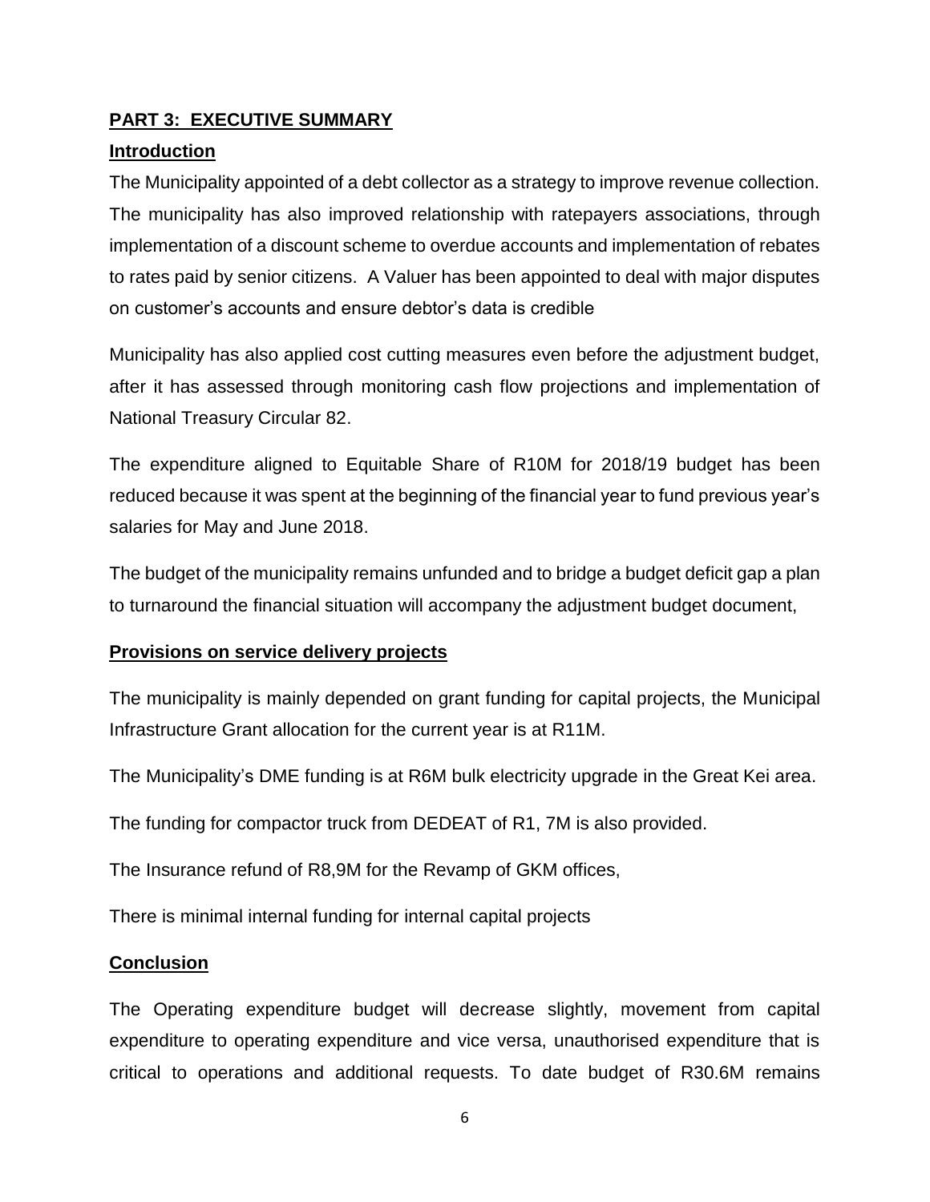## PART 3: EXECUTIVE SUMMARY

### Introduction

The Municipality appointed of a debt collector as a strategy to improve revenue collection. The municipality has also improved relationship with ratepayers associations, through implementation of a discount scheme to overdue accounts and implementation of rebates to rates paid by senior citizens. A Valuer has been appointed to deal with major disputes on customer's accounts and ensure debtor's data is credible

Municipality has also applied cost cutting measures even before the adjustment budget, after it has assessed through monitoring cash flow projections and implementation of National Treasury Circular 82.

The expenditure aligned to Equitable Share of R10M for 2018/19 budget has been reduced because it was spent at the beginning of the financial year to fund previous year's salaries for May and June 2018.

The budget of the municipality remains unfunded and to bridge a budget deficit gap a plan to turnaround the financial situation will accompany the adjustment budget document,

### Provisions on service delivery projects

The municipality is mainly depended on grant funding for capital projects, the Municipal Infrastructure Grant allocation for the current year is at R11M.

The Municipality's DME funding is at R6M bulk electricity upgrade in the Great Kei area.

The funding for compactor truck from DEDEAT of R1, 7M is also provided.

The Insurance refund of R8,9M for the Revamp of GKM offices,

There is minimal internal funding for internal capital projects

### Conclusion

The Operating expenditure budget will decrease slightly, movement from capital expenditure to operating expenditure and vice versa, unauthorised expenditure that is critical to operations and additional requests. To date budget of R30.6M remains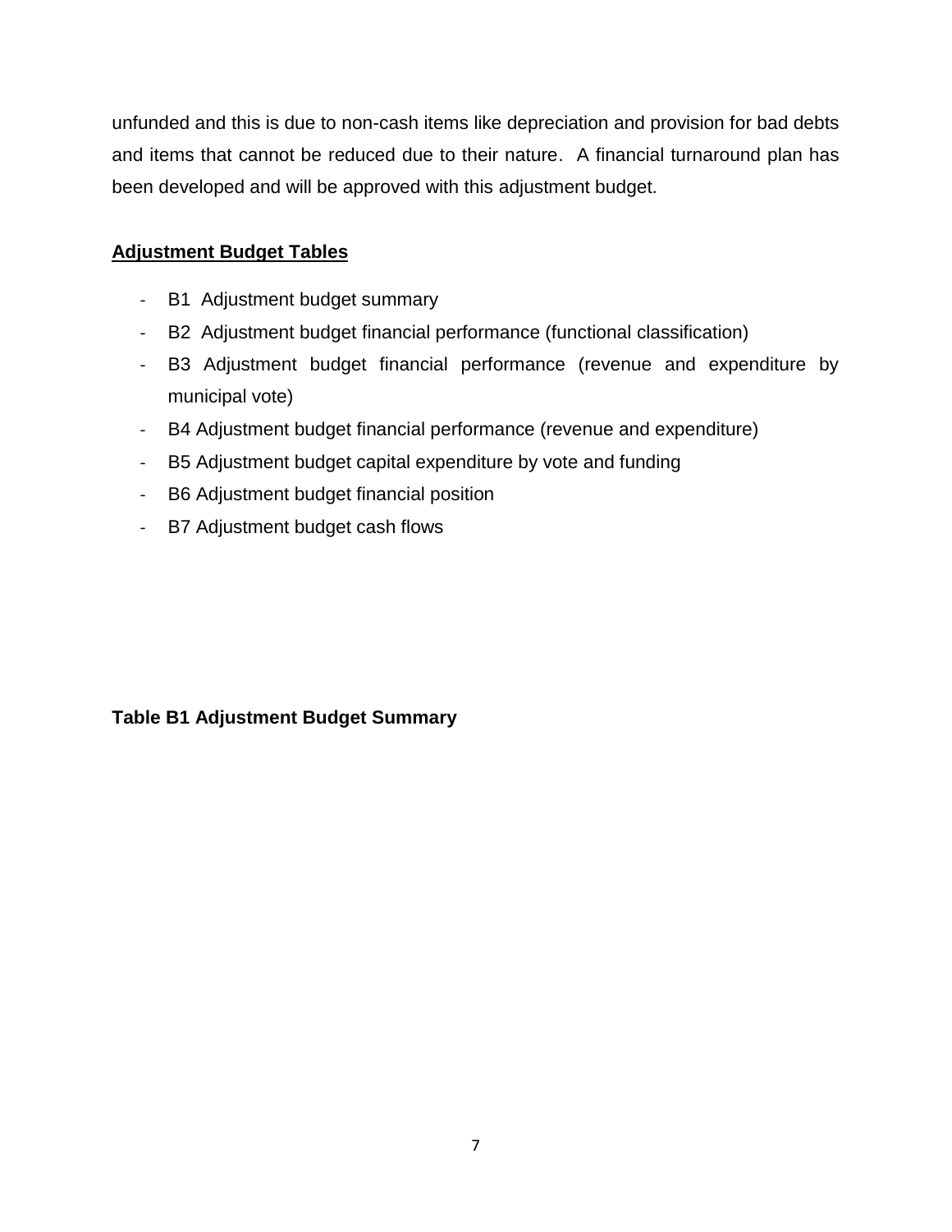unfunded and this is due to non-cash items like depreciation and provision for bad debts and items that cannot be reduced due to their nature. A financial turnaround plan has been developed and will be approved with this adjustment budget.

**Adjustment Budget Tables**

- B1 Adjustment budget summary
- B2 Adjustment budget financial performance (functional classification)
- B3 Adjustment budget financial performance (revenue and expenditure by municipal vote)
- B4 Adjustment budget financial performance (revenue and expenditure)
- B5 Adjustment budget capital expenditure by vote and funding
- B6 Adjustment budget financial position
- B7 Adjustment budget cash flows

**Table B1 Adjustment Budget Summary**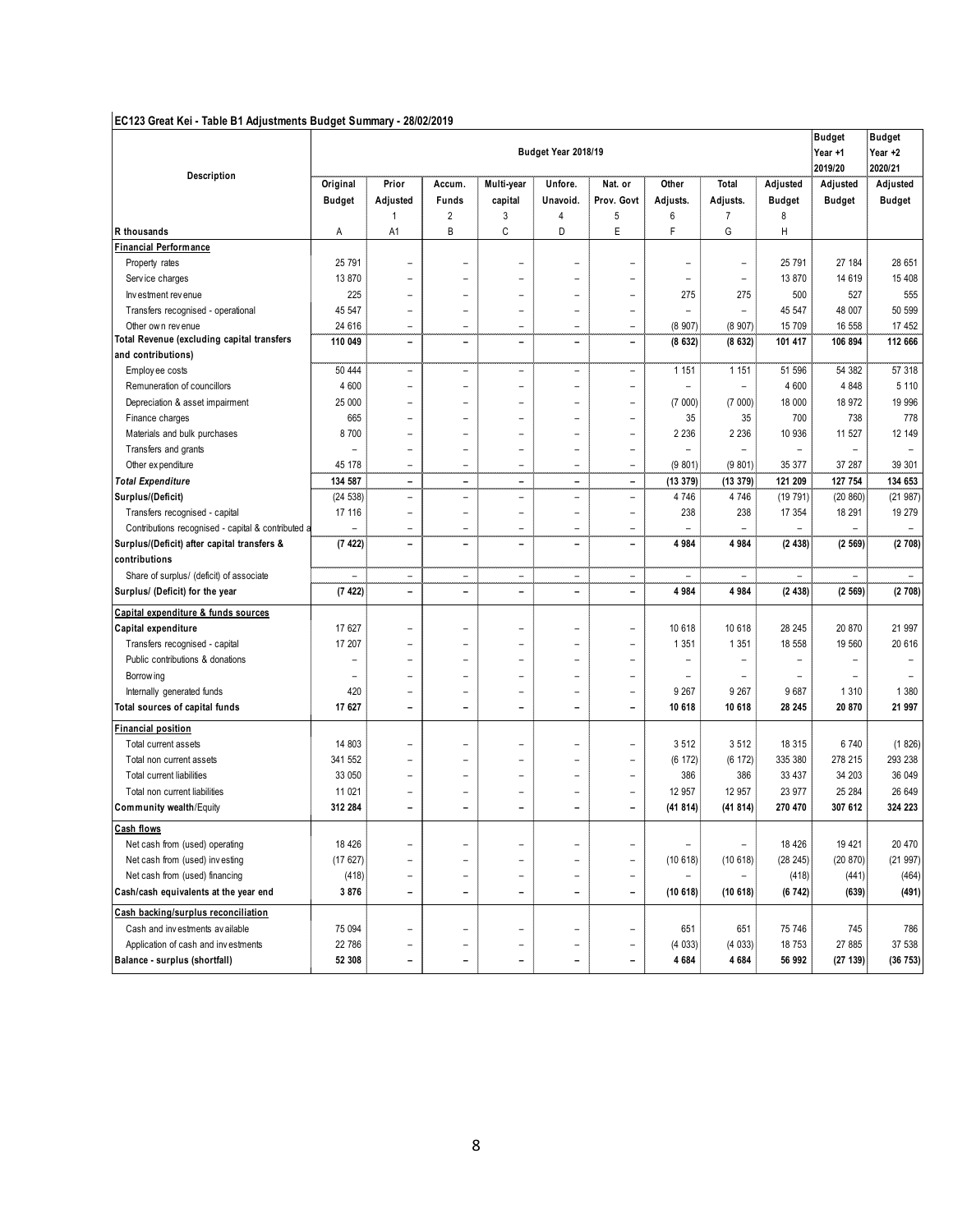## EC123 Great Kei - Table B1 Adjustments Budget Summary - 28/02/2019

| Description | Budget Year 2018/19 | | | | | | | | | | Budget Year +1 2019/20 | Budget Year +2 2020/21 |
|---|---|---|---|---|---|---|---|---|---|---|---|---|
| | Original Budget | Prior Adjusted | Accum. Funds | Multi-year capital | Unfore. Unavoid. | Nat. or Prov. Govt | Other Adjusts. | Total Adjusts. | Adjusted Budget | Adjusted Budget | Adjusted Budget |
| | | 1 | 2 | 3 | 4 | 5 | 6 | 7 | 8 | | |
| R thousands | A | A1 | B | C | D | E | F | G | H | | |
| **Financial Performance** | | | | | | | | | | | |
| Property rates | 25 791 | – | – | – | – | – | – | – | 25 791 | 27 184 | 28 651 |
| Service charges | 13 870 | – | – | – | – | – | – | – | 13 870 | 14 619 | 15 408 |
| Investment revenue | 225 | – | – | – | – | – | 275 | 275 | 500 | 527 | 555 |
| Transfers recognised - operational | 45 547 | – | – | – | – | – | – | – | 45 547 | 48 007 | 50 599 |
| Other own revenue | 24 616 | – | – | – | – | – | (8 907) | (8 907) | 15 709 | 16 558 | 17 452 |
| **Total Revenue (excluding capital transfers and contributions)** | **110 049** | **–** | **–** | **–** | **–** | **–** | **(8 632)** | **(8 632)** | **101 417** | **106 894** | **112 666** |
| Employee costs | 50 444 | – | – | – | – | – | 1 151 | 1 151 | 51 596 | 54 382 | 57 318 |
| Remuneration of councillors | 4 600 | – | – | – | – | – | – | – | 4 600 | 4 848 | 5 110 |
| Depreciation & asset impairment | 25 000 | – | – | – | – | – | (7 000) | (7 000) | 18 000 | 18 972 | 19 996 |
| Finance charges | 665 | – | – | – | – | – | 35 | 35 | 700 | 738 | 778 |
| Materials and bulk purchases | 8 700 | – | – | – | – | – | 2 236 | 2 236 | 10 936 | 11 527 | 12 149 |
| Transfers and grants | – | – | – | – | – | – | – | – | – | – | – |
| Other expenditure | 45 178 | – | – | – | – | – | (9 801) | (9 801) | 35 377 | 37 287 | 39 301 |
| ***Total Expenditure*** | **134 587** | **–** | **–** | **–** | **–** | **–** | **(13 379)** | **(13 379)** | **121 209** | **127 754** | **134 653** |
| **Surplus/(Deficit)** | (24 538) | – | – | – | – | – | 4 746 | 4 746 | (19 791) | (20 860) | (21 987) |
| Transfers recognised - capital | 17 116 | – | – | – | – | – | 238 | 238 | 17 354 | 18 291 | 19 279 |
| Contributions recognised - capital & contributed a | – | – | – | – | – | – | – | – | – | – | – |
| **Surplus/(Deficit) after capital transfers & contributions** | **(7 422)** | **–** | **–** | **–** | **–** | **–** | **4 984** | **4 984** | **(2 438)** | **(2 569)** | **(2 708)** |
| Share of surplus/ (deficit) of associate | – | – | – | – | – | – | – | – | – | – | – |
| **Surplus/ (Deficit) for the year** | **(7 422)** | **–** | **–** | **–** | **–** | **–** | **4 984** | **4 984** | **(2 438)** | **(2 569)** | **(2 708)** |
| **Capital expenditure & funds sources** | | | | | | | | | | | |
| **Capital expenditure** | 17 627 | – | – | – | – | – | 10 618 | 10 618 | 28 245 | 20 870 | 21 997 |
| Transfers recognised - capital | 17 207 | – | – | – | – | – | 1 351 | 1 351 | 18 558 | 19 560 | 20 616 |
| Public contributions & donations | – | – | – | – | – | – | – | – | – | – | – |
| Borrowing | – | – | – | – | – | – | – | – | – | – | – |
| Internally generated funds | 420 | – | – | – | – | – | 9 267 | 9 267 | 9 687 | 1 310 | 1 380 |
| **Total sources of capital funds** | **17 627** | **–** | **–** | **–** | **–** | **–** | **10 618** | **10 618** | **28 245** | **20 870** | **21 997** |
| **Financial position** | | | | | | | | | | | |
| Total current assets | 14 803 | – | – | – | – | – | 3 512 | 3 512 | 18 315 | 6 740 | (1 826) |
| Total non current assets | 341 552 | – | – | – | – | – | (6 172) | (6 172) | 335 380 | 278 215 | 293 238 |
| Total current liabilities | 33 050 | – | – | – | – | – | 386 | 386 | 33 437 | 34 203 | 36 049 |
| Total non current liabilities | 11 021 | – | – | – | – | – | 12 957 | 12 957 | 23 977 | 25 284 | 26 649 |
| **Community wealth**/Equity | **312 284** | **–** | **–** | **–** | **–** | **–** | **(41 814)** | **(41 814)** | **270 470** | **307 612** | **324 223** |
| **Cash flows** | | | | | | | | | | | |
| Net cash from (used) operating | 18 426 | – | – | – | – | – | – | – | 18 426 | 19 421 | 20 470 |
| Net cash from (used) investing | (17 627) | – | – | – | – | – | (10 618) | (10 618) | (28 245) | (20 870) | (21 997) |
| Net cash from (used) financing | (418) | – | – | – | – | – | – | – | (418) | (441) | (464) |
| **Cash/cash equivalents at the year end** | **3 876** | **–** | **–** | **–** | **–** | **–** | **(10 618)** | **(10 618)** | **(6 742)** | **(639)** | **(491)** |
| **Cash backing/surplus reconciliation** | | | | | | | | | | | |
| Cash and investments available | 75 094 | – | – | – | – | – | 651 | 651 | 75 746 | 745 | 786 |
| Application of cash and investments | 22 786 | – | – | – | – | – | (4 033) | (4 033) | 18 753 | 27 885 | 37 538 |
| **Balance - surplus (shortfall)** | **52 308** | **–** | **–** | **–** | **–** | **–** | **4 684** | **4 684** | **56 992** | **(27 139)** | **(36 753)** |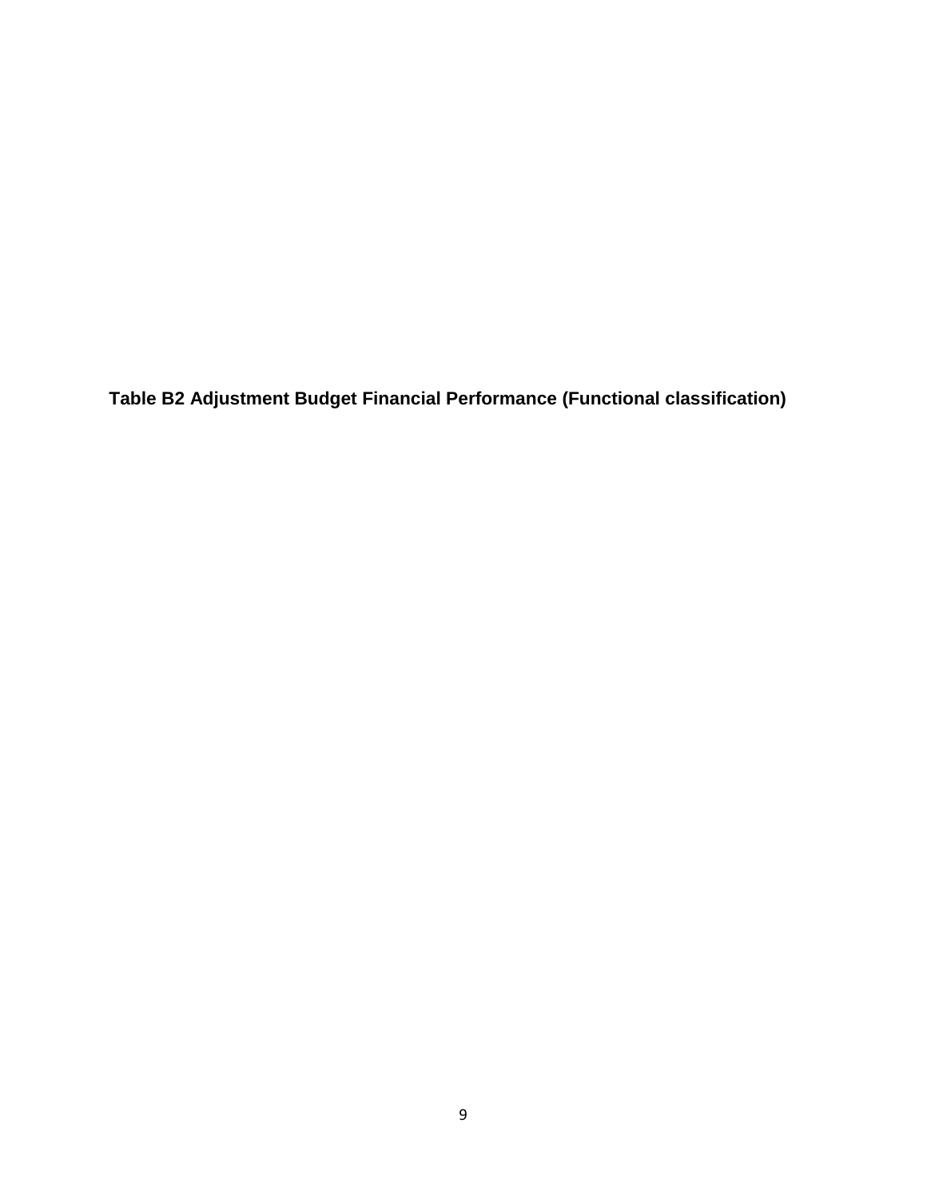**Table B2 Adjustment Budget Financial Performance (Functional classification)**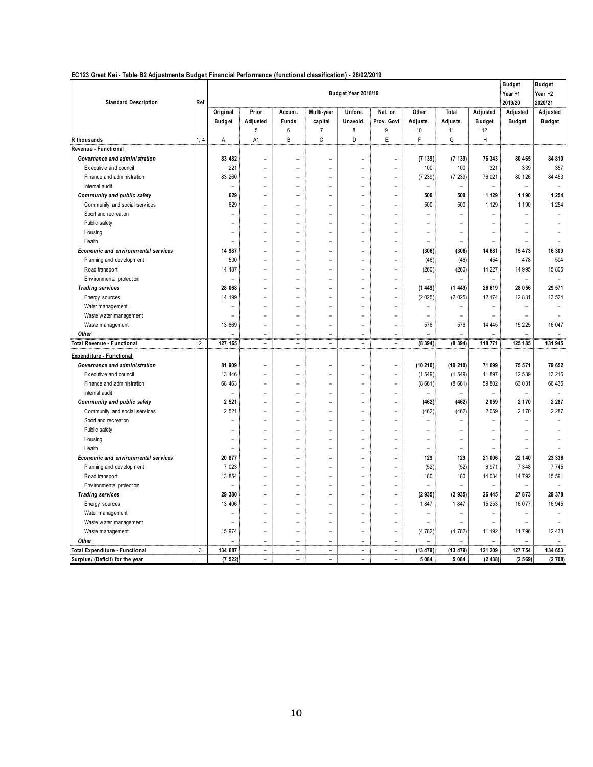**EC123 Great Kei - Table B2 Adjustments Budget Financial Performance (functional classification) - 28/02/2019**

| Standard Description | Ref | Budget Year 2018/19 | | | | | | | | | Budget Year +1 2019/20 | Budget Year +2 2020/21 |
|---|---|---|---|---|---|---|---|---|---|---|---|---|
| | | Original Budget | Prior Adjusted | Accum. Funds | Multi-year capital | Unfore. Unavoid. | Nat. or Prov. Govt | Other Adjusts. | Total Adjusts. | Adjusted Budget | Adjusted Budget | Adjusted Budget |
| | | | 5 | 6 | 7 | 8 | 9 | 10 | 11 | 12 | | |
| R thousands | 1, 4 | A | A1 | B | C | D | E | F | G | H | | |
| **Revenue - Functional** | | | | | | | | | | | | |
| ***Governance and administration*** | | **83 482** | **–** | **–** | **–** | **–** | **–** | **(7 139)** | **(7 139)** | **76 343** | **80 465** | **84 810** |
| Executive and council | | 221 | – | – | – | – | – | 100 | 100 | 321 | 339 | 357 |
| Finance and administration | | 83 260 | – | – | – | – | – | (7 239) | (7 239) | 76 021 | 80 126 | 84 453 |
| Internal audit | | – | – | – | – | – | – | – | – | – | – | – |
| ***Community and public safety*** | | **629** | **–** | **–** | **–** | **–** | **–** | **500** | **500** | **1 129** | **1 190** | **1 254** |
| Community and social services | | 629 | – | – | – | – | – | 500 | 500 | 1 129 | 1 190 | 1 254 |
| Sport and recreation | | – | – | – | – | – | – | – | – | – | – | – |
| Public safety | | – | – | – | – | – | – | – | – | – | – | – |
| Housing | | – | – | – | – | – | – | – | – | – | – | – |
| Health | | – | – | – | – | – | – | – | – | – | – | – |
| ***Economic and environmental services*** | | **14 987** | **–** | **–** | **–** | **–** | **–** | **(306)** | **(306)** | **14 681** | **15 473** | **16 309** |
| Planning and development | | 500 | – | – | – | – | – | (46) | (46) | 454 | 478 | 504 |
| Road transport | | 14 487 | – | – | – | – | – | (260) | (260) | 14 227 | 14 995 | 15 805 |
| Environmental protection | | – | – | – | – | – | – | – | – | – | – | – |
| ***Trading services*** | | **28 068** | **–** | **–** | **–** | **–** | **–** | **(1 449)** | **(1 449)** | **26 619** | **28 056** | **29 571** |
| Energy sources | | 14 199 | – | – | – | – | – | (2 025) | (2 025) | 12 174 | 12 831 | 13 524 |
| Water management | | – | – | – | – | – | – | – | – | – | – | – |
| Waste water management | | – | – | – | – | – | – | – | – | – | – | – |
| Waste management | | 13 869 | – | – | – | – | – | 576 | 576 | 14 445 | 15 225 | 16 047 |
| ***Other*** | | **–** | **–** | **–** | **–** | **–** | **–** | – | – | **–** | **–** | **–** |
| **Total Revenue - Functional** | 2 | **127 165** | **–** | **–** | **–** | **–** | **–** | **(8 394)** | **(8 394)** | **118 771** | **125 185** | **131 945** |
| **Expenditure - Functional** | | | | | | | | | | | | |
| ***Governance and administration*** | | **81 909** | **–** | **–** | **–** | **–** | **–** | **(10 210)** | **(10 210)** | **71 699** | **75 571** | **79 652** |
| Executive and council | | 13 446 | – | – | – | – | – | (1 549) | (1 549) | 11 897 | 12 539 | 13 216 |
| Finance and administration | | 68 463 | – | – | – | – | – | (8 661) | (8 661) | 59 802 | 63 031 | 66 435 |
| Internal audit | | – | – | – | – | – | – | – | – | – | – | – |
| ***Community and public safety*** | | **2 521** | **–** | **–** | **–** | **–** | **–** | **(462)** | **(462)** | **2 059** | **2 170** | **2 287** |
| Community and social services | | 2 521 | – | – | – | – | – | (462) | (462) | 2 059 | 2 170 | 2 287 |
| Sport and recreation | | – | – | – | – | – | – | – | – | – | – | – |
| Public safety | | – | – | – | – | – | – | – | – | – | – | – |
| Housing | | – | – | – | – | – | – | – | – | – | – | – |
| Health | | – | – | – | – | – | – | – | – | – | – | – |
| ***Economic and environmental services*** | | **20 877** | **–** | **–** | **–** | **–** | **–** | **129** | **129** | **21 006** | **22 140** | **23 336** |
| Planning and development | | 7 023 | – | – | – | – | – | (52) | (52) | 6 971 | 7 348 | 7 745 |
| Road transport | | 13 854 | – | – | – | – | – | 180 | 180 | 14 034 | 14 792 | 15 591 |
| Environmental protection | | – | – | – | – | – | – | – | – | – | – | – |
| ***Trading services*** | | **29 380** | **–** | **–** | **–** | **–** | **–** | **(2 935)** | **(2 935)** | **26 445** | **27 873** | **29 378** |
| Energy sources | | 13 406 | – | – | – | – | – | 1 847 | 1 847 | 15 253 | 16 077 | 16 945 |
| Water management | | – | – | – | – | – | – | – | – | – | – | – |
| Waste water management | | – | – | – | – | – | – | – | – | – | – | – |
| Waste management | | 15 974 | – | – | – | – | – | (4 782) | (4 782) | 11 192 | 11 796 | 12 433 |
| ***Other*** | | **–** | **–** | **–** | **–** | **–** | **–** | – | – | **–** | **–** | **–** |
| **Total Expenditure - Functional** | 3 | **134 687** | **–** | **–** | **–** | **–** | **–** | **(13 479)** | **(13 479)** | **121 209** | **127 754** | **134 653** |
| **Surplus/ (Deficit) for the year** | | **(7 522)** | **–** | **–** | **–** | **–** | **–** | **5 084** | **5 084** | **(2 438)** | **(2 569)** | **(2 708)** |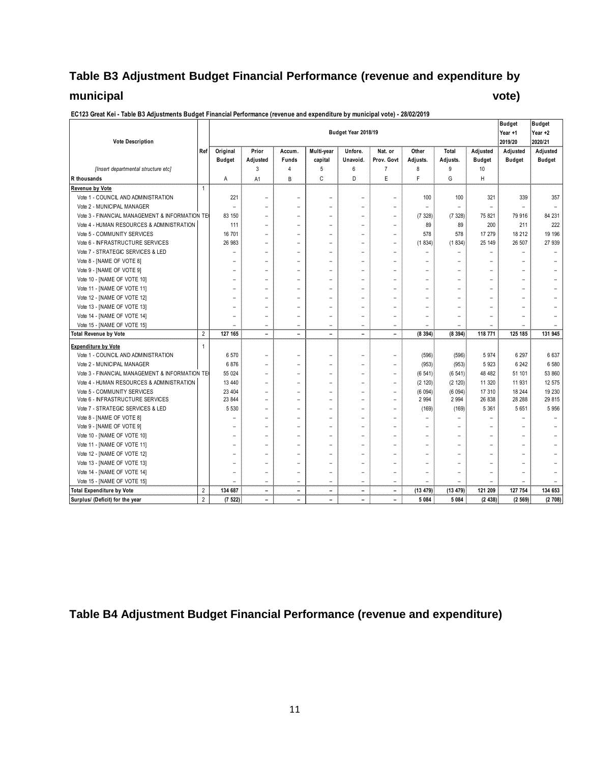## Table B3 Adjustment Budget Financial Performance (revenue and expenditure by municipal vote)

**EC123 Great Kei - Table B3 Adjustments Budget Financial Performance (revenue and expenditure by municipal vote) - 28/02/2019**

| Vote Description | Ref | Budget Year 2018/19 | | | | | | | | | Budget Year +1 2019/20 | Budget Year +2 2020/21 |
|---|---|---|---|---|---|---|---|---|---|---|---|---|
| | | Original Budget | Prior Adjusted | Accum. Funds | Multi-year capital | Unfore. Unavoid. | Nat. or Prov. Govt | Other Adjusts. | Total Adjusts. | Adjusted Budget | Adjusted Budget | Adjusted Budget |
| *[Insert departmental structure etc]* | | | 3 | 4 | 5 | 6 | 7 | 8 | 9 | 10 | | |
| **R thousands** | | A | A1 | B | C | D | E | F | G | H | | |
| **Revenue by Vote** | 1 | | | | | | | | | | | |
| Vote 1 - COUNCIL AND ADMINISTRATION | | 221 | – | – | – | – | – | 100 | 100 | 321 | 339 | 357 |
| Vote 2 - MUNICIPAL MANAGER | | – | – | – | – | – | – | – | – | – | – | – |
| Vote 3 - FINANCIAL MANAGEMENT & INFORMATION TE | | 83 150 | – | – | – | – | – | (7 328) | (7 328) | 75 821 | 79 916 | 84 231 |
| Vote 4 - HUMAN RESOURCES & ADMINISTRATION | | 111 | – | – | – | – | – | 89 | 89 | 200 | 211 | 222 |
| Vote 5 - COMMUNITY SERVICES | | 16 701 | – | – | – | – | – | 578 | 578 | 17 279 | 18 212 | 19 196 |
| Vote 6 - INFRASTRUCTURE SERVICES | | 26 983 | – | – | – | – | – | (1 834) | (1 834) | 25 149 | 26 507 | 27 939 |
| Vote 7 - STRATEGIC SERVICES & LED | | – | – | – | – | – | – | – | – | – | – | – |
| Vote 8 - [NAME OF VOTE 8] | | – | – | – | – | – | – | – | – | – | – | – |
| Vote 9 - [NAME OF VOTE 9] | | – | – | – | – | – | – | – | – | – | – | – |
| Vote 10 - [NAME OF VOTE 10] | | – | – | – | – | – | – | – | – | – | – | – |
| Vote 11 - [NAME OF VOTE 11] | | – | – | – | – | – | – | – | – | – | – | – |
| Vote 12 - [NAME OF VOTE 12] | | – | – | – | – | – | – | – | – | – | – | – |
| Vote 13 - [NAME OF VOTE 13] | | – | – | – | – | – | – | – | – | – | – | – |
| Vote 14 - [NAME OF VOTE 14] | | – | – | – | – | – | – | – | – | – | – | – |
| Vote 15 - [NAME OF VOTE 15] | | – | – | – | – | – | – | – | – | – | – | – |
| **Total Revenue by Vote** | 2 | **127 165** | **–** | **–** | **–** | **–** | **–** | **(8 394)** | **(8 394)** | **118 771** | **125 185** | **131 945** |
| **Expenditure by Vote** | 1 | | | | | | | | | | | |
| Vote 1 - COUNCIL AND ADMINISTRATION | | 6 570 | – | – | – | – | – | (596) | (596) | 5 974 | 6 297 | 6 637 |
| Vote 2 - MUNICIPAL MANAGER | | 6 876 | – | – | – | – | – | (953) | (953) | 5 923 | 6 242 | 6 580 |
| Vote 3 - FINANCIAL MANAGEMENT & INFORMATION TE | | 55 024 | – | – | – | – | – | (6 541) | (6 541) | 48 482 | 51 101 | 53 860 |
| Vote 4 - HUMAN RESOURCES & ADMINISTRATION | | 13 440 | – | – | – | – | – | (2 120) | (2 120) | 11 320 | 11 931 | 12 575 |
| Vote 5 - COMMUNITY SERVICES | | 23 404 | – | – | – | – | – | (6 094) | (6 094) | 17 310 | 18 244 | 19 230 |
| Vote 6 - INFRASTRUCTURE SERVICES | | 23 844 | – | – | – | – | – | 2 994 | 2 994 | 26 838 | 28 288 | 29 815 |
| Vote 7 - STRATEGIC SERVICES & LED | | 5 530 | – | – | – | – | – | (169) | (169) | 5 361 | 5 651 | 5 956 |
| Vote 8 - [NAME OF VOTE 8] | | – | – | – | – | – | – | – | – | – | – | – |
| Vote 9 - [NAME OF VOTE 9] | | – | – | – | – | – | – | – | – | – | – | – |
| Vote 10 - [NAME OF VOTE 10] | | – | – | – | – | – | – | – | – | – | – | – |
| Vote 11 - [NAME OF VOTE 11] | | – | – | – | – | – | – | – | – | – | – | – |
| Vote 12 - [NAME OF VOTE 12] | | – | – | – | – | – | – | – | – | – | – | – |
| Vote 13 - [NAME OF VOTE 13] | | – | – | – | – | – | – | – | – | – | – | – |
| Vote 14 - [NAME OF VOTE 14] | | – | – | – | – | – | – | – | – | – | – | – |
| Vote 15 - [NAME OF VOTE 15] | | – | – | – | – | – | – | – | – | – | – | – |
| **Total Expenditure by Vote** | 2 | **134 687** | **–** | **–** | **–** | **–** | **–** | **(13 479)** | **(13 479)** | **121 209** | **127 754** | **134 653** |
| **Surplus/ (Deficit) for the year** | 2 | **(7 522)** | **–** | **–** | **–** | **–** | **–** | **5 084** | **5 084** | **(2 438)** | **(2 569)** | **(2 708)** |

## Table B4 Adjustment Budget Financial Performance (revenue and expenditure)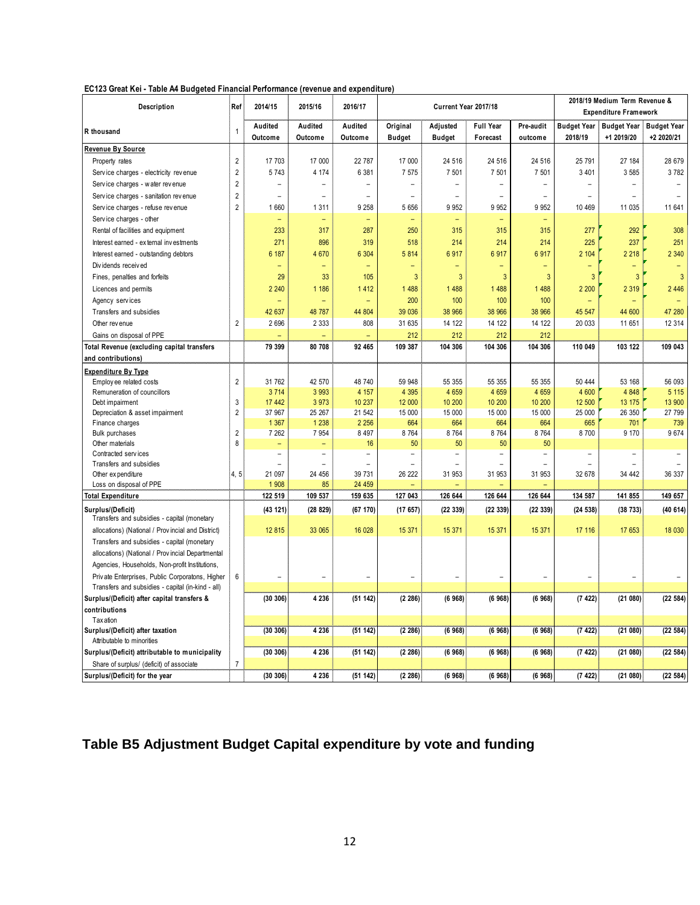**EC123 Great Kei - Table A4 Budgeted Financial Performance (revenue and expenditure)**

| Description | Ref | 2014/15 | 2015/16 | 2016/17 | Current Year 2017/18 | | | | 2018/19 Medium Term Revenue & Expenditure Framework | | |
|---|---|---|---|---|---|---|---|---|---|---|---|
| R thousand | 1 | Audited Outcome | Audited Outcome | Audited Outcome | Original Budget | Adjusted Budget | Full Year Forecast | Pre-audit outcome | Budget Year 2018/19 | Budget Year +1 2019/20 | Budget Year +2 2020/21 |
| **Revenue By Source** | | | | | | | | | | | |
| Property rates | 2 | 17 703 | 17 000 | 22 787 | 17 000 | 24 516 | 24 516 | 24 516 | 25 791 | 27 184 | 28 679 |
| Service charges - electricity revenue | 2 | 5 743 | 4 174 | 6 381 | 7 575 | 7 501 | 7 501 | 7 501 | 3 401 | 3 585 | 3 782 |
| Service charges - water revenue | 2 | – | – | – | – | – | – | – | – | – | – |
| Service charges - sanitation revenue | 2 | – | – | – | – | – | – | – | – | – | – |
| Service charges - refuse revenue | 2 | 1 660 | 1 311 | 9 258 | 5 656 | 9 952 | 9 952 | 9 952 | 10 469 | 11 035 | 11 641 |
| Service charges - other | | – | – | – | – | – | – | – | | | |
| Rental of facilities and equipment | | 233 | 317 | 287 | 250 | 315 | 315 | 315 | 277 | 292 | 308 |
| Interest earned - external investments | | 271 | 896 | 319 | 518 | 214 | 214 | 214 | 225 | 237 | 251 |
| Interest earned - outstanding debtors | | 6 187 | 4 670 | 6 304 | 5 814 | 6 917 | 6 917 | 6 917 | 2 104 | 2 218 | 2 340 |
| Dividends received | | – | – | – | – | – | – | – | – | – | – |
| Fines, penalties and forfeits | | 29 | 33 | 105 | 3 | 3 | 3 | 3 | 3 | 3 | 3 |
| Licences and permits | | 2 240 | 1 186 | 1 412 | 1 488 | 1 488 | 1 488 | 1 488 | 2 200 | 2 319 | 2 446 |
| Agency services | | – | – | – | 200 | 100 | 100 | 100 | – | – | – |
| Transfers and subsidies | | 42 637 | 48 787 | 44 804 | 39 036 | 38 966 | 38 966 | 38 966 | 45 547 | 44 600 | 47 280 |
| Other revenue | 2 | 2 696 | 2 333 | 808 | 31 635 | 14 122 | 14 122 | 14 122 | 20 033 | 11 651 | 12 314 |
| Gains on disposal of PPE | | – | – | – | 212 | 212 | 212 | 212 | | | |
| **Total Revenue (excluding capital transfers and contributions)** | | **79 399** | **80 708** | **92 465** | **109 387** | **104 306** | **104 306** | **104 306** | **110 049** | **103 122** | **109 043** |
| **Expenditure By Type** | | | | | | | | | | | |
| Employee related costs | 2 | 31 762 | 42 570 | 48 740 | 59 948 | 55 355 | 55 355 | 55 355 | 50 444 | 53 168 | 56 093 |
| Remuneration of councillors | | 3 714 | 3 993 | 4 157 | 4 395 | 4 659 | 4 659 | 4 659 | 4 600 | 4 848 | 5 115 |
| Debt impairment | 3 | 17 442 | 3 973 | 10 237 | 12 000 | 10 200 | 10 200 | 10 200 | 12 500 | 13 175 | 13 900 |
| Depreciation & asset impairment | 2 | 37 967 | 25 267 | 21 542 | 15 000 | 15 000 | 15 000 | 15 000 | 25 000 | 26 350 | 27 799 |
| Finance charges | | 1 367 | 1 238 | 2 256 | 664 | 664 | 664 | 664 | 665 | 701 | 739 |
| Bulk purchases | 2 | 7 262 | 7 954 | 8 497 | 8 764 | 8 764 | 8 764 | 8 764 | 8 700 | 9 170 | 9 674 |
| Other materials | 8 | – | – | 16 | 50 | 50 | 50 | 50 | | | |
| Contracted services | | – | – | – | – | – | – | – | – | – | – |
| Transfers and subsidies | | – | – | – | – | – | – | – | – | – | – |
| Other expenditure | 4, 5 | 21 097 | 24 456 | 39 731 | 26 222 | 31 953 | 31 953 | 31 953 | 32 678 | 34 442 | 36 337 |
| Loss on disposal of PPE | | 1 908 | 85 | 24 459 | – | – | – | – | | | |
| **Total Expenditure** | | **122 519** | **109 537** | **159 635** | **127 043** | **126 644** | **126 644** | **126 644** | **134 587** | **141 855** | **149 657** |
| **Surplus/(Deficit)** | | **(43 121)** | **(28 829)** | **(67 170)** | **(17 657)** | **(22 339)** | **(22 339)** | **(22 339)** | **(24 538)** | **(38 733)** | **(40 614)** |
| Transfers and subsidies - capital (monetary allocations) (National / Provincial and District) | | 12 815 | 33 065 | 16 028 | 15 371 | 15 371 | 15 371 | 15 371 | 17 116 | 17 653 | 18 030 |
| Transfers and subsidies - capital (monetary allocations) (National / Provincial Departmental Agencies, Households, Non-profit Institutions, Private Enterprises, Public Corporatons, Higher | 6 | – | – | – | – | – | – | – | – | – | – |
| Transfers and subsidies - capital (in-kind - all) | | | | | | | | | | | |
| **Surplus/(Deficit) after capital transfers & contributions** | | **(30 306)** | **4 236** | **(51 142)** | **(2 286)** | **(6 968)** | **(6 968)** | **(6 968)** | **(7 422)** | **(21 080)** | **(22 584)** |
| Taxation | | | | | | | | | | | |
| **Surplus/(Deficit) after taxation** | | **(30 306)** | **4 236** | **(51 142)** | **(2 286)** | **(6 968)** | **(6 968)** | **(6 968)** | **(7 422)** | **(21 080)** | **(22 584)** |
| Attributable to minorities | | | | | | | | | | | |
| **Surplus/(Deficit) attributable to municipality** | | **(30 306)** | **4 236** | **(51 142)** | **(2 286)** | **(6 968)** | **(6 968)** | **(6 968)** | **(7 422)** | **(21 080)** | **(22 584)** |
| Share of surplus/ (deficit) of associate | 7 | | | | | | | | | | |
| **Surplus/(Deficit) for the year** | | **(30 306)** | **4 236** | **(51 142)** | **(2 286)** | **(6 968)** | **(6 968)** | **(6 968)** | **(7 422)** | **(21 080)** | **(22 584)** |

## Table B5 Adjustment Budget Capital expenditure by vote and funding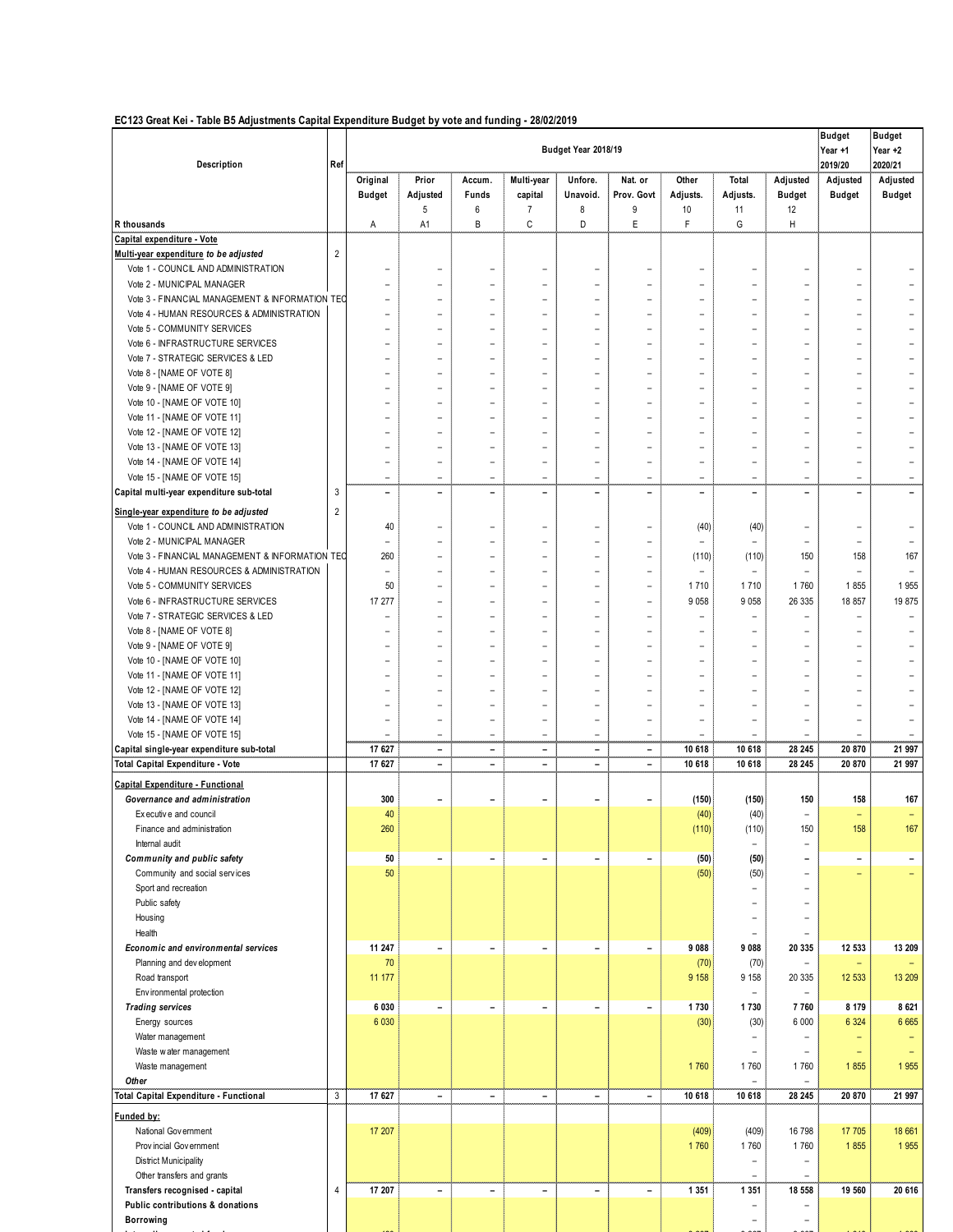# EC123 Great Kei - Table B5 Adjustments Capital Expenditure Budget by vote and funding - 28/02/2019

| Description | Ref | Budget Year 2018/19 | | | | | | | | | Budget Year +1 2019/20 | Budget Year +2 2020/21 |
|---|---|---|---|---|---|---|---|---|---|---|---|---|
| | | Original Budget | Prior Adjusted 5 | Accum. Funds 6 | Multi-year capital 7 | Unfore. Unavoid. 8 | Nat. or Prov. Govt 9 | Other Adjusts. 10 | Total Adjusts. 11 | Adjusted Budget 12 | Adjusted Budget | Adjusted Budget |
| R thousands | | A | A1 | B | C | D | E | F | G | H | | |
| **Capital expenditure - Vote** | | | | | | | | | | | | |
| **Multi-year expenditure *to be adjusted*** | 2 | | | | | | | | | | | |
| Vote 1 - COUNCIL AND ADMINISTRATION | | – | – | – | – | – | – | – | – | – | – | – |
| Vote 2 - MUNICIPAL MANAGER | | – | – | – | – | – | – | – | – | – | – | – |
| Vote 3 - FINANCIAL MANAGEMENT & INFORMATION TEC | | – | – | – | – | – | – | – | – | – | – | – |
| Vote 4 - HUMAN RESOURCES & ADMINISTRATION | | – | – | – | – | – | – | – | – | – | – | – |
| Vote 5 - COMMUNITY SERVICES | | – | – | – | – | – | – | – | – | – | – | – |
| Vote 6 - INFRASTRUCTURE SERVICES | | – | – | – | – | – | – | – | – | – | – | – |
| Vote 7 - STRATEGIC SERVICES & LED | | – | – | – | – | – | – | – | – | – | – | – |
| Vote 8 - [NAME OF VOTE 8] | | – | – | – | – | – | – | – | – | – | – | – |
| Vote 9 - [NAME OF VOTE 9] | | – | – | – | – | – | – | – | – | – | – | – |
| Vote 10 - [NAME OF VOTE 10] | | – | – | – | – | – | – | – | – | – | – | – |
| Vote 11 - [NAME OF VOTE 11] | | – | – | – | – | – | – | – | – | – | – | – |
| Vote 12 - [NAME OF VOTE 12] | | – | – | – | – | – | – | – | – | – | – | – |
| Vote 13 - [NAME OF VOTE 13] | | – | – | – | – | – | – | – | – | – | – | – |
| Vote 14 - [NAME OF VOTE 14] | | – | – | – | – | – | – | – | – | – | – | – |
| Vote 15 - [NAME OF VOTE 15] | | – | – | – | – | – | – | – | – | – | – | – |
| **Capital multi-year expenditure sub-total** | 3 | – | – | – | – | – | – | – | – | – | – | – |
| **Single-year expenditure *to be adjusted*** | 2 | | | | | | | | | | | |
| Vote 1 - COUNCIL AND ADMINISTRATION | | 40 | – | – | – | – | – | (40) | (40) | – | – | – |
| Vote 2 - MUNICIPAL MANAGER | | – | – | – | – | – | – | – | – | – | – | – |
| Vote 3 - FINANCIAL MANAGEMENT & INFORMATION TEC | | 260 | – | – | – | – | – | (110) | (110) | 150 | 158 | 167 |
| Vote 4 - HUMAN RESOURCES & ADMINISTRATION | | – | – | – | – | – | – | – | – | – | – | – |
| Vote 5 - COMMUNITY SERVICES | | 50 | – | – | – | – | – | 1 710 | 1 710 | 1 760 | 1 855 | 1 955 |
| Vote 6 - INFRASTRUCTURE SERVICES | | 17 277 | – | – | – | – | – | 9 058 | 9 058 | 26 335 | 18 857 | 19 875 |
| Vote 7 - STRATEGIC SERVICES & LED | | – | – | – | – | – | – | – | – | – | – | – |
| Vote 8 - [NAME OF VOTE 8] | | – | – | – | – | – | – | – | – | – | – | – |
| Vote 9 - [NAME OF VOTE 9] | | – | – | – | – | – | – | – | – | – | – | – |
| Vote 10 - [NAME OF VOTE 10] | | – | – | – | – | – | – | – | – | – | – | – |
| Vote 11 - [NAME OF VOTE 11] | | – | – | – | – | – | – | – | – | – | – | – |
| Vote 12 - [NAME OF VOTE 12] | | – | – | – | – | – | – | – | – | – | – | – |
| Vote 13 - [NAME OF VOTE 13] | | – | – | – | – | – | – | – | – | – | – | – |
| Vote 14 - [NAME OF VOTE 14] | | – | – | – | – | – | – | – | – | – | – | – |
| Vote 15 - [NAME OF VOTE 15] | | – | – | – | – | – | – | – | – | – | – | – |
| **Capital single-year expenditure sub-total** | | 17 627 | – | – | – | – | – | 10 618 | 10 618 | 28 245 | 20 870 | 21 997 |
| **Total Capital Expenditure - Vote** | | 17 627 | – | – | – | – | – | 10 618 | 10 618 | 28 245 | 20 870 | 21 997 |
| **Capital Expenditure - Functional** | | | | | | | | | | | | |
| ***Governance and administration*** | | 300 | – | – | – | – | – | (150) | (150) | 150 | 158 | 167 |
| Executive and council | | 40 | | | | | | (40) | (40) | – | – | – |
| Finance and administration | | 260 | | | | | | (110) | (110) | 150 | 158 | 167 |
| Internal audit | | | | | | | | | – | – | | |
| ***Community and public safety*** | | 50 | – | – | – | – | – | (50) | (50) | – | – | – |
| Community and social services | | 50 | | | | | | (50) | (50) | – | – | – |
| Sport and recreation | | | | | | | | | – | – | | |
| Public safety | | | | | | | | | – | – | | |
| Housing | | | | | | | | | – | – | | |
| Health | | | | | | | | | – | – | | |
| ***Economic and environmental services*** | | 11 247 | – | – | – | – | – | 9 088 | 9 088 | 20 335 | 12 533 | 13 209 |
| Planning and development | | 70 | | | | | | (70) | (70) | – | – | – |
| Road transport | | 11 177 | | | | | | 9 158 | 9 158 | 20 335 | 12 533 | 13 209 |
| Environmental protection | | | | | | | | | – | – | | |
| ***Trading services*** | | 6 030 | – | – | – | – | – | 1 730 | 1 730 | 7 760 | 8 179 | 8 621 |
| Energy sources | | 6 030 | | | | | | (30) | (30) | 6 000 | 6 324 | 6 665 |
| Water management | | | | | | | | | – | – | – | – |
| Waste water management | | | | | | | | | – | – | – | – |
| Waste management | | | | | | | | 1 760 | 1 760 | 1 760 | 1 855 | 1 955 |
| ***Other*** | | | | | | | | | – | – | | |
| **Total Capital Expenditure - Functional** | 3 | 17 627 | – | – | – | – | – | 10 618 | 10 618 | 28 245 | 20 870 | 21 997 |
| **Funded by:** | | | | | | | | | | | | |
| National Government | | 17 207 | | | | | | (409) | (409) | 16 798 | 17 705 | 18 661 |
| Provincial Government | | | | | | | | 1 760 | 1 760 | 1 760 | 1 855 | 1 955 |
| District Municipality | | | | | | | | | – | – | | |
| Other transfers and grants | | | | | | | | | – | – | | |
| **Transfers recognised - capital** | 4 | 17 207 | – | – | – | – | – | 1 351 | 1 351 | 18 558 | 19 560 | 20 616 |
| **Public contributions & donations** | | | | | | | | | – | – | | |
| **Borrowing** | | | | | | | | | – | – | | |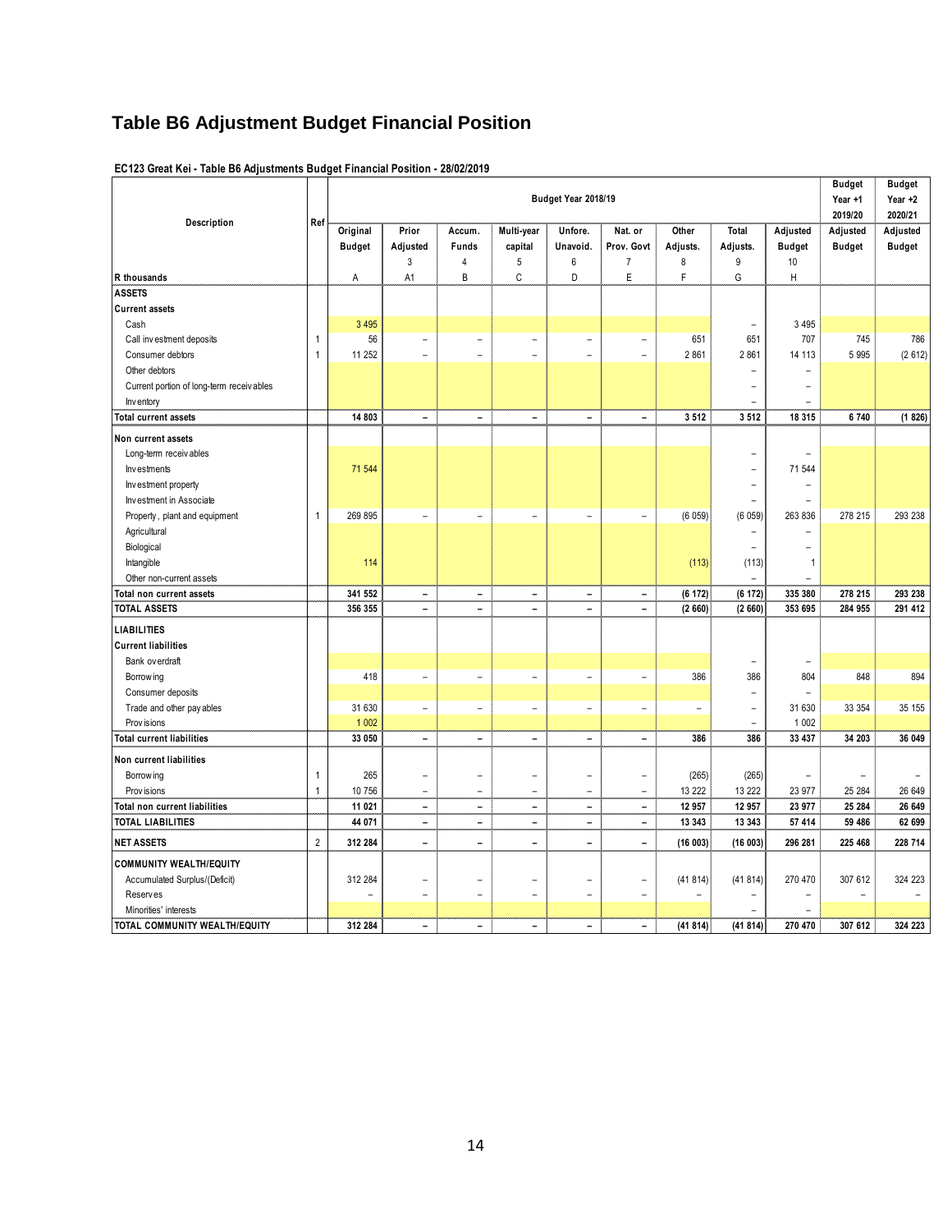# Table B6 Adjustment Budget Financial Position

**EC123 Great Kei - Table B6 Adjustments Budget Financial Position - 28/02/2019**

| Description | Ref | Budget Year 2018/19 | | | | | | | | | Budget Year +1 2019/20 | Budget Year +2 2020/21 |
|---|---|---|---|---|---|---|---|---|---|---|---|---|
| | | Original Budget | Prior Adjusted 3 | Accum. Funds 4 | Multi-year capital 5 | Unfore. Unavoid. 6 | Nat. or Prov. Govt 7 | Other Adjusts. 8 | Total Adjusts. 9 | Adjusted Budget 10 | Adjusted Budget | Adjusted Budget |
| R thousands | | A | A1 | B | C | D | E | F | G | H | | |
| **ASSETS** | | | | | | | | | | | | |
| **Current assets** | | | | | | | | | | | | |
| Cash | | 3 495 | | | | | | | – | 3 495 | | |
| Call investment deposits | 1 | 56 | – | – | – | – | – | 651 | 651 | 707 | 745 | 786 |
| Consumer debtors | 1 | 11 252 | – | – | – | – | – | 2 861 | 2 861 | 14 113 | 5 995 | (2 612) |
| Other debtors | | | | | | | | | – | – | | |
| Current portion of long-term receivables | | | | | | | | | – | – | | |
| Inventory | | | | | | | | | – | – | | |
| **Total current assets** | | **14 803** | **–** | **–** | **–** | **–** | **–** | **3 512** | **3 512** | **18 315** | **6 740** | **(1 826)** |
| **Non current assets** | | | | | | | | | | | | |
| Long-term receivables | | | | | | | | | – | – | | |
| Investments | | 71 544 | | | | | | | – | 71 544 | | |
| Investment property | | | | | | | | | – | – | | |
| Investment in Associate | | | | | | | | | – | – | | |
| Property, plant and equipment | 1 | 269 895 | – | – | – | – | – | (6 059) | (6 059) | 263 836 | 278 215 | 293 238 |
| Agricultural | | | | | | | | | – | – | | |
| Biological | | | | | | | | | – | – | | |
| Intangible | | 114 | | | | | | (113) | (113) | 1 | | |
| Other non-current assets | | | | | | | | | – | – | | |
| **Total non current assets** | | **341 552** | **–** | **–** | **–** | **–** | **–** | **(6 172)** | **(6 172)** | **335 380** | **278 215** | **293 238** |
| **TOTAL ASSETS** | | **356 355** | **–** | **–** | **–** | **–** | **–** | **(2 660)** | **(2 660)** | **353 695** | **284 955** | **291 412** |
| **LIABILITIES** | | | | | | | | | | | | |
| **Current liabilities** | | | | | | | | | | | | |
| Bank overdraft | | | | | | | | | – | – | | |
| Borrowing | | 418 | – | – | – | – | – | 386 | 386 | 804 | 848 | 894 |
| Consumer deposits | | | | | | | | | – | – | | |
| Trade and other payables | | 31 630 | – | – | – | – | – | – | – | 31 630 | 33 354 | 35 155 |
| Provisions | | 1 002 | | | | | | | – | 1 002 | | |
| **Total current liabilities** | | **33 050** | **–** | **–** | **–** | **–** | **–** | **386** | **386** | **33 437** | **34 203** | **36 049** |
| **Non current liabilities** | | | | | | | | | | | | |
| Borrowing | 1 | 265 | – | – | – | – | – | (265) | (265) | – | – | – |
| Provisions | 1 | 10 756 | – | – | – | – | – | 13 222 | 13 222 | 23 977 | 25 284 | 26 649 |
| **Total non current liabilities** | | **11 021** | **–** | **–** | **–** | **–** | **–** | **12 957** | **12 957** | **23 977** | **25 284** | **26 649** |
| **TOTAL LIABILITIES** | | **44 071** | **–** | **–** | **–** | **–** | **–** | **13 343** | **13 343** | **57 414** | **59 486** | **62 699** |
| **NET ASSETS** | 2 | **312 284** | **–** | **–** | **–** | **–** | **–** | **(16 003)** | **(16 003)** | **296 281** | **225 468** | **228 714** |
| **COMMUNITY WEALTH/EQUITY** | | | | | | | | | | | | |
| Accumulated Surplus/(Deficit) | | 312 284 | – | – | – | – | – | (41 814) | (41 814) | 270 470 | 307 612 | 324 223 |
| Reserves | | – | – | – | – | – | – | – | – | – | – | – |
| Minorities' interests | | | | | | | | | – | – | | |
| **TOTAL COMMUNITY WEALTH/EQUITY** | | **312 284** | **–** | **–** | **–** | **–** | **–** | **(41 814)** | **(41 814)** | **270 470** | **307 612** | **324 223** |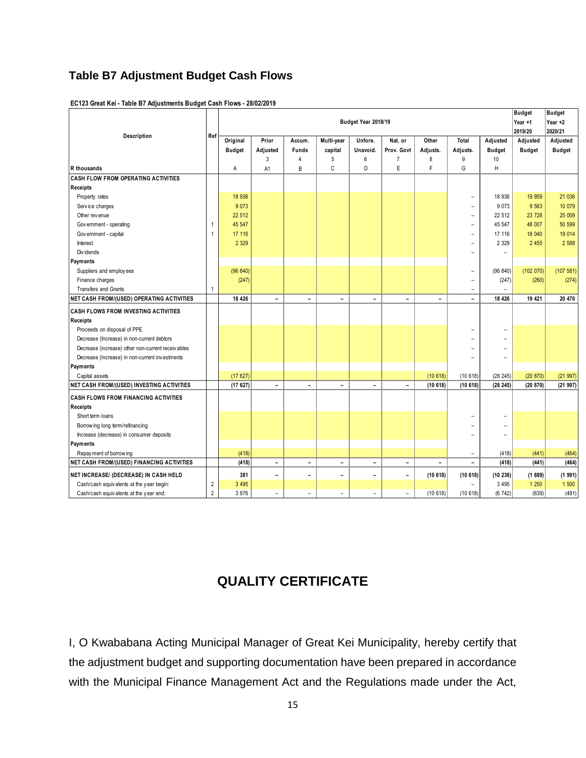## Table B7 Adjustment Budget Cash Flows

**EC123 Great Kei - Table B7 Adjustments Budget Cash Flows - 28/02/2019**

| Description | Ref | Budget Year 2018/19 | | | | | | | | | Budget Year +1 2019/20 | Budget Year +2 2020/21 |
|---|---|---|---|---|---|---|---|---|---|---|---|---|
| | | Original Budget | Prior Adjusted | Accum. Funds | Multi-year capital | Unfore. Unavoid. | Nat. or Prov. Govt | Other Adjusts. | Total Adjusts. | Adjusted Budget | Adjusted Budget | Adjusted Budget |
| | | | 3 | 4 | 5 | 6 | 7 | 8 | 9 | 10 | | |
| R thousands | | A | A1 | B | C | D | E | F | G | H | | |
| **CASH FLOW FROM OPERATING ACTIVITIES** | | | | | | | | | | | | |
| **Receipts** | | | | | | | | | | | | |
| Property rates | | 18 936 | | | | | | | – | 18 936 | 19 959 | 21 036 |
| Service charges | | 9 073 | | | | | | | – | 9 073 | 9 563 | 10 079 |
| Other revenue | | 22 512 | | | | | | | – | 22 512 | 23 728 | 25 009 |
| Government - operating | 1 | 45 547 | | | | | | | – | 45 547 | 48 007 | 50 599 |
| Government - capital | 1 | 17 116 | | | | | | | – | 17 116 | 18 040 | 19 014 |
| Interest | | 2 329 | | | | | | | – | 2 329 | 2 455 | 2 588 |
| Dividends | | | | | | | | | – | – | | |
| **Payments** | | | | | | | | | | | | |
| Suppliers and employees | | (96 840) | | | | | | | – | (96 840) | (102 070) | (107 581) |
| Finance charges | | (247) | | | | | | | – | (247) | (260) | (274) |
| Transfers and Grants | 1 | | | | | | | | – | – | | |
| **NET CASH FROM/(USED) OPERATING ACTIVITIES** | | **18 426** | **–** | **–** | **–** | **–** | **–** | **–** | **–** | **18 426** | **19 421** | **20 470** |
| **CASH FLOWS FROM INVESTING ACTIVITIES** | | | | | | | | | | | | |
| **Receipts** | | | | | | | | | | | | |
| Proceeds on disposal of PPE | | | | | | | | | – | – | | |
| Decrease (Increase) in non-current debtors | | | | | | | | | – | – | | |
| Decrease (increase) other non-current receivables | | | | | | | | | – | – | | |
| Decrease (increase) in non-current investments | | | | | | | | | – | – | | |
| **Payments** | | | | | | | | | | | | |
| Capital assets | | (17 627) | | | | | | (10 618) | (10 618) | (28 245) | (20 870) | (21 997) |
| **NET CASH FROM/(USED) INVESTING ACTIVITIES** | | **(17 627)** | **–** | **–** | **–** | **–** | **–** | **(10 618)** | **(10 618)** | **(28 245)** | **(20 870)** | **(21 997)** |
| **CASH FLOWS FROM FINANCING ACTIVITIES** | | | | | | | | | | | | |
| **Receipts** | | | | | | | | | | | | |
| Short term loans | | | | | | | | | – | – | | |
| Borrowing long term/refinancing | | | | | | | | | – | – | | |
| Increase (decrease) in consumer deposits | | | | | | | | | – | – | | |
| **Payments** | | | | | | | | | | | | |
| Repayment of borrowing | | (418) | | | | | | | – | (418) | (441) | (464) |
| **NET CASH FROM/(USED) FINANCING ACTIVITIES** | | **(418)** | **–** | **–** | **–** | **–** | **–** | **–** | **–** | **(418)** | **(441)** | **(464)** |
| **NET INCREASE/ (DECREASE) IN CASH HELD** | | **381** | **–** | **–** | **–** | **–** | **–** | **(10 618)** | **(10 618)** | **(10 236)** | **(1 889)** | **(1 991)** |
| Cash/cash equivalents at the year begin: | 2 | 3 495 | | | | | | | – | 3 495 | 1 250 | 1 500 |
| Cash/cash equivalents at the year end: | 2 | 3 876 | – | – | – | – | – | (10 618) | (10 618) | (6 742) | (639) | (491) |

## QUALITY CERTIFICATE

I, O Kwababana Acting Municipal Manager of Great Kei Municipality, hereby certify that the adjustment budget and supporting documentation have been prepared in accordance with the Municipal Finance Management Act and the Regulations made under the Act,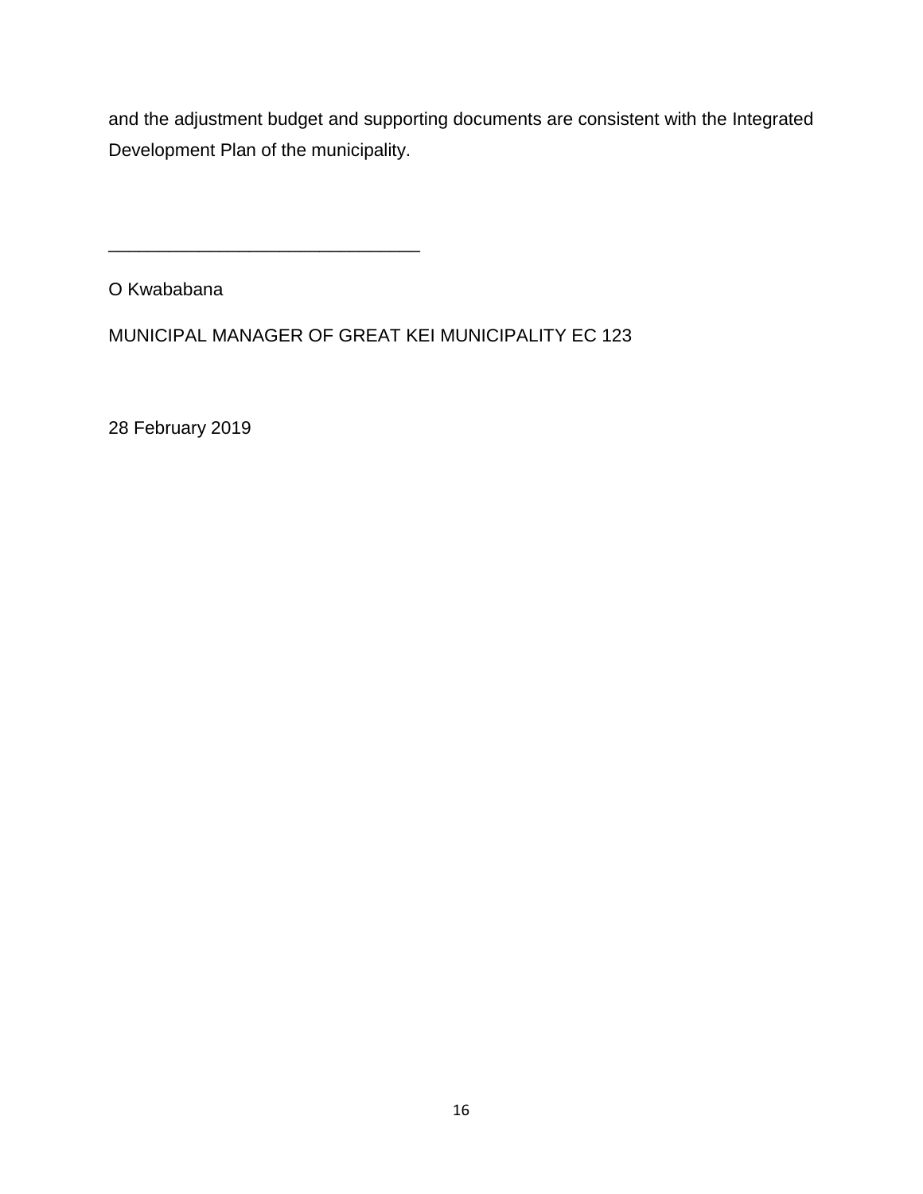and the adjustment budget and supporting documents are consistent with the Integrated Development Plan of the municipality.

_______________________________

O Kwababana

MUNICIPAL MANAGER OF GREAT KEI MUNICIPALITY EC 123

28 February 2019